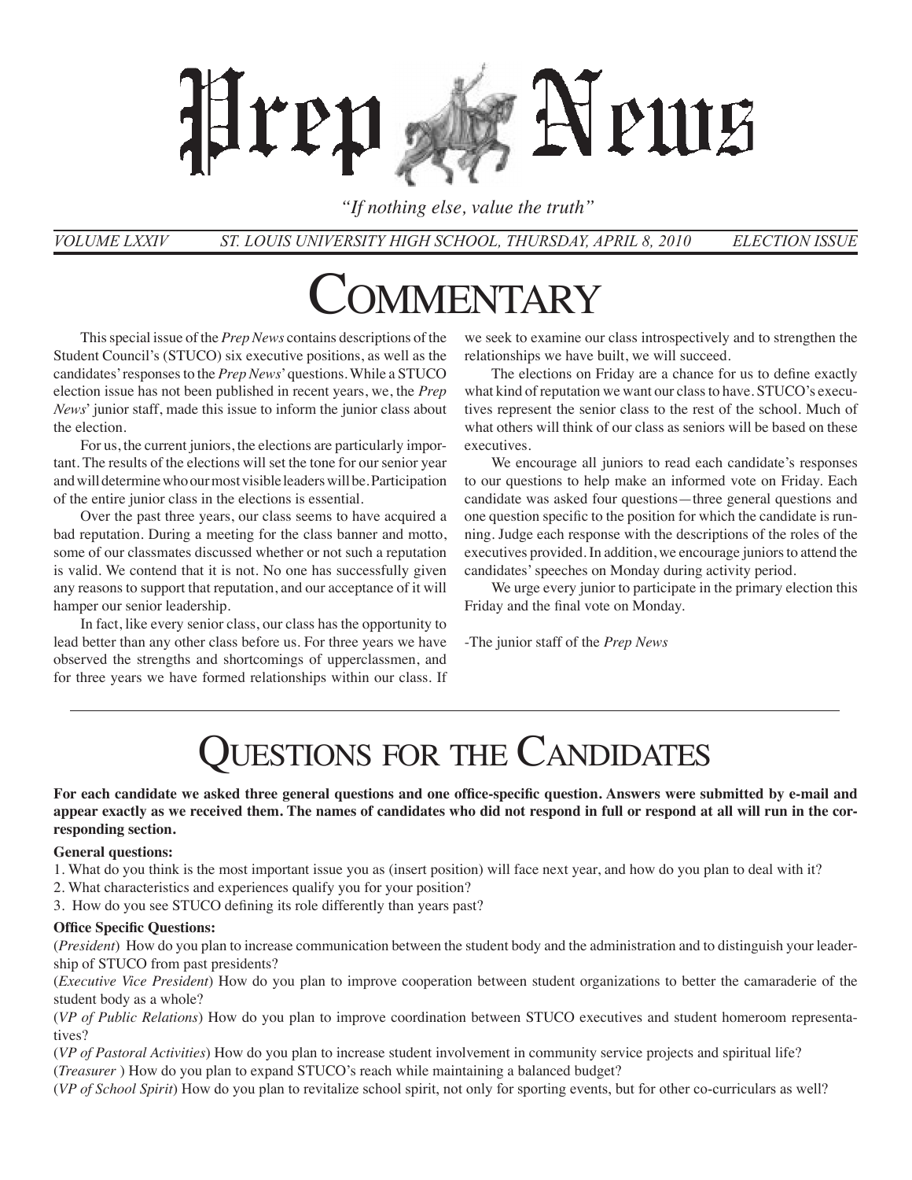# Prep News

*"If nothing else, value the truth"*

*VOLUME LXXIV* *ST. LOUIS UNIVERSITY HIGH SCHOOL, THURSDAY, APRIL 8, 2010* *ELECTION ISSUE*

# Commentary

This special issue of the *Prep News* contains descriptions of the Student Council's (STUCO) six executive positions, as well as the candidates' responses to the *Prep News*' questions. While a STUCO election issue has not been published in recent years, we, the *Prep News*' junior staff, made this issue to inform the junior class about the election.

For us, the current juniors, the elections are particularly important. The results of the elections will set the tone for our senior year and will determine who our most visible leaders will be. Participation of the entire junior class in the elections is essential.

Over the past three years, our class seems to have acquired a bad reputation. During a meeting for the class banner and motto, some of our classmates discussed whether or not such a reputation is valid. We contend that it is not. No one has successfully given any reasons to support that reputation, and our acceptance of it will hamper our senior leadership.

In fact, like every senior class, our class has the opportunity to lead better than any other class before us. For three years we have observed the strengths and shortcomings of upperclassmen, and for three years we have formed relationships within our class. If we seek to examine our class introspectively and to strengthen the relationships we have built, we will succeed.

The elections on Friday are a chance for us to define exactly what kind of reputation we want our class to have. STUCO's executives represent the senior class to the rest of the school. Much of what others will think of our class as seniors will be based on these executives.

We encourage all juniors to read each candidate's responses to our questions to help make an informed vote on Friday. Each candidate was asked four questions—three general questions and one question specific to the position for which the candidate is running. Judge each response with the descriptions of the roles of the executives provided. In addition, we encourage juniors to attend the candidates' speeches on Monday during activity period.

We urge every junior to participate in the primary election this Friday and the final vote on Monday.

-The junior staff of the *Prep News*

# Questions for the Candidates

**For each candidate we asked three general questions and one office-specific question. Answers were submitted by e-mail and appear exactly as we received them. The names of candidates who did not respond in full or respond at all will run in the corresponding section.**

**General questions:**

1. What do you think is the most important issue you as (insert position) will face next year, and how do you plan to deal with it?
2. What characteristics and experiences qualify you for your position?
3. How do you see STUCO defining its role differently than years past?

**Office Specific Questions:**

(*President*) How do you plan to increase communication between the student body and the administration and to distinguish your leadership of STUCO from past presidents?

(*Executive Vice President*) How do you plan to improve cooperation between student organizations to better the camaraderie of the student body as a whole?

(*VP of Public Relations*) How do you plan to improve coordination between STUCO executives and student homeroom representatives?

(*VP of Pastoral Activities*) How do you plan to increase student involvement in community service projects and spiritual life?

(*Treasurer* ) How do you plan to expand STUCO's reach while maintaining a balanced budget?

(*VP of School Spirit*) How do you plan to revitalize school spirit, not only for sporting events, but for other co-curriculars as well?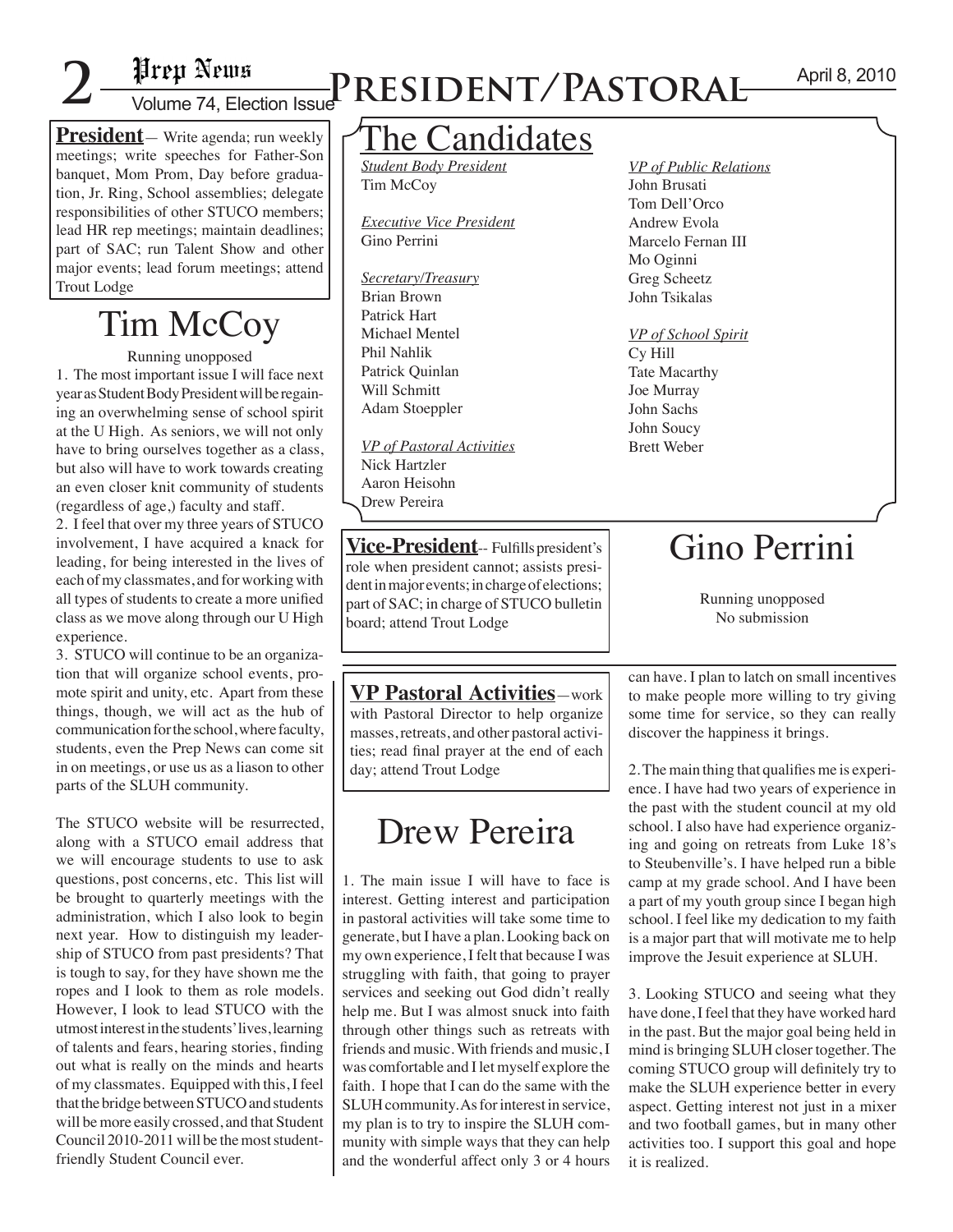# President/Pastoral

**President**— Write agenda; run weekly meetings; write speeches for Father-Son banquet, Mom Prom, Day before graduation, Jr. Ring, School assemblies; delegate responsibilities of other STUCO members; lead HR rep meetings; maintain deadlines; part of SAC; run Talent Show and other major events; lead forum meetings; attend Trout Lodge

## Tim McCoy

Running unopposed

1. The most important issue I will face next year as Student Body President will be regaining an overwhelming sense of school spirit at the U High. As seniors, we will not only have to bring ourselves together as a class, but also will have to work towards creating an even closer knit community of students (regardless of age,) faculty and staff.

2. I feel that over my three years of STUCO involvement, I have acquired a knack for leading, for being interested in the lives of each of my classmates, and for working with all types of students to create a more unified class as we move along through our U High experience.

3. STUCO will continue to be an organization that will organize school events, promote spirit and unity, etc. Apart from these things, though, we will act as the hub of communication for the school, where faculty, students, even the Prep News can come sit in on meetings, or use us as a liason to other parts of the SLUH community.

The STUCO website will be resurrected, along with a STUCO email address that we will encourage students to use to ask questions, post concerns, etc. This list will be brought to quarterly meetings with the administration, which I also look to begin next year. How to distinguish my leadership of STUCO from past presidents? That is tough to say, for they have shown me the ropes and I look to them as role models. However, I look to lead STUCO with the utmost interest in the students' lives, learning of talents and fears, hearing stories, finding out what is really on the minds and hearts of my classmates. Equipped with this, I feel that the bridge between STUCO and students will be more easily crossed, and that Student Council 2010-2011 will be the most student-friendly Student Council ever.

## The Candidates

*Student Body President*
Tim McCoy

*Executive Vice President*
Gino Perrini

*Secretary/Treasury*
Brian Brown
Patrick Hart
Michael Mentel
Phil Nahlik
Patrick Quinlan
Will Schmitt
Adam Stoeppler

*VP of Pastoral Activities*
Nick Hartzler
Aaron Heisohn
Drew Pereira

*VP of Public Relations*
John Brusati
Tom Dell'Orco
Andrew Evola
Marcelo Fernan III
Mo Oginni
Greg Scheetz
John Tsikalas

*VP of School Spirit*
Cy Hill
Tate Macarthy
Joe Murray
John Sachs
John Soucy
Brett Weber

**Vice-President**-- Fulfills president's role when president cannot; assists president in major events; in charge of elections; part of SAC; in charge of STUCO bulletin board; attend Trout Lodge

## Gino Perrini

Running unopposed
No submission

**VP Pastoral Activities**—work with Pastoral Director to help organize masses, retreats, and other pastoral activities; read final prayer at the end of each day; attend Trout Lodge

## Drew Pereira

1. The main issue I will have to face is interest. Getting interest and participation in pastoral activities will take some time to generate, but I have a plan. Looking back on my own experience, I felt that because I was struggling with faith, that going to prayer services and seeking out God didn't really help me. But I was almost snuck into faith through other things such as retreats with friends and music. With friends and music, I was comfortable and I let myself explore the faith. I hope that I can do the same with the SLUH community. As for interest in service, my plan is to try to inspire the SLUH community with simple ways that they can help and the wonderful affect only 3 or 4 hours can have. I plan to latch on small incentives to make people more willing to try giving some time for service, so they can really discover the happiness it brings.

2. The main thing that qualifies me is experience. I have had two years of experience in the past with the student council at my old school. I also have had experience organizing and going on retreats from Luke 18's to Steubenville's. I have helped run a bible camp at my grade school. And I have been a part of my youth group since I began high school. I feel like my dedication to my faith is a major part that will motivate me to help improve the Jesuit experience at SLUH.

3. Looking STUCO and seeing what they have done, I feel that they have worked hard in the past. But the major goal being held in mind is bringing SLUH closer together. The coming STUCO group will definitely try to make the SLUH experience better in every aspect. Getting interest not just in a mixer and two football games, but in many other activities too. I support this goal and hope it is realized.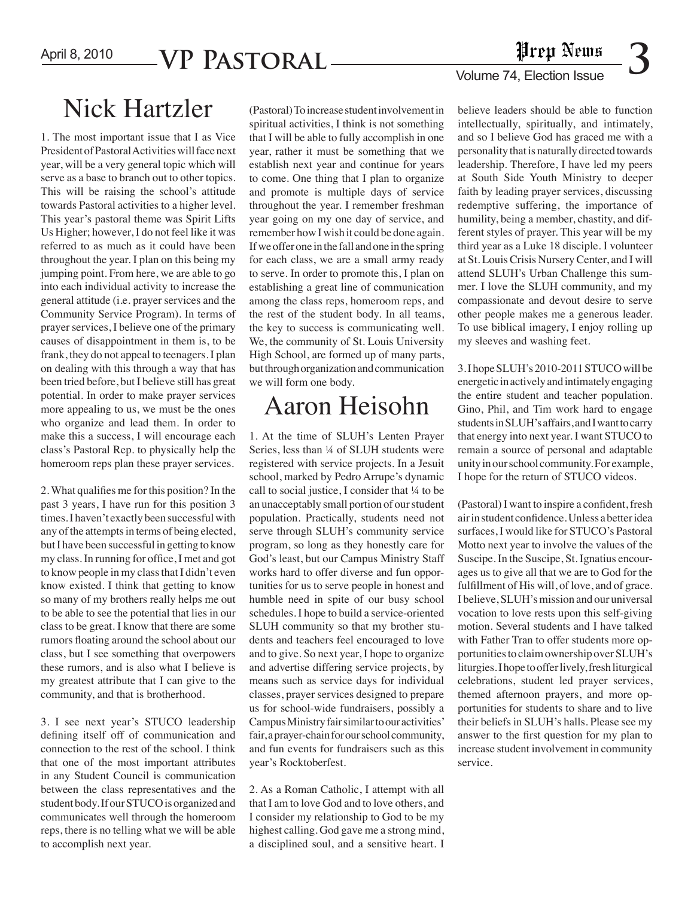# VP Pastoral

## Nick Hartzler

1. The most important issue that I as Vice President of Pastoral Activities will face next year, will be a very general topic which will serve as a base to branch out to other topics. This will be raising the school's attitude towards Pastoral activities to a higher level. This year's pastoral theme was Spirit Lifts Us Higher; however, I do not feel like it was referred to as much as it could have been throughout the year. I plan on this being my jumping point. From here, we are able to go into each individual activity to increase the general attitude (i.e. prayer services and the Community Service Program). In terms of prayer services, I believe one of the primary causes of disappointment in them is, to be frank, they do not appeal to teenagers. I plan on dealing with this through a way that has been tried before, but I believe still has great potential. In order to make prayer services more appealing to us, we must be the ones who organize and lead them. In order to make this a success, I will encourage each class's Pastoral Rep. to physically help the homeroom reps plan these prayer services.

2. What qualifies me for this position? In the past 3 years, I have run for this position 3 times. I haven't exactly been successful with any of the attempts in terms of being elected, but I have been successful in getting to know my class. In running for office, I met and got to know people in my class that I didn't even know existed. I think that getting to know so many of my brothers really helps me out to be able to see the potential that lies in our class to be great. I know that there are some rumors floating around the school about our class, but I see something that overpowers these rumors, and is also what I believe is my greatest attribute that I can give to the community, and that is brotherhood.

3. I see next year's STUCO leadership defining itself off of communication and connection to the rest of the school. I think that one of the most important attributes in any Student Council is communication between the class representatives and the student body. If our STUCO is organized and communicates well through the homeroom reps, there is no telling what we will be able to accomplish next year.

(Pastoral) To increase student involvement in spiritual activities, I think is not something that I will be able to fully accomplish in one year, rather it must be something that we establish next year and continue for years to come. One thing that I plan to organize and promote is multiple days of service throughout the year. I remember freshman year going on my one day of service, and remember how I wish it could be done again. If we offer one in the fall and one in the spring for each class, we are a small army ready to serve. In order to promote this, I plan on establishing a great line of communication among the class reps, homeroom reps, and the rest of the student body. In all teams, the key to success is communicating well. We, the community of St. Louis University High School, are formed up of many parts, but through organization and communication we will form one body.

## Aaron Heisohn

1. At the time of SLUH's Lenten Prayer Series, less than ¼ of SLUH students were registered with service projects. In a Jesuit school, marked by Pedro Arrupe's dynamic call to social justice, I consider that ¼ to be an unacceptably small portion of our student population. Practically, students need not serve through SLUH's community service program, so long as they honestly care for God's least, but our Campus Ministry Staff works hard to offer diverse and fun opportunities for us to serve people in honest and humble need in spite of our busy school schedules. I hope to build a service-oriented SLUH community so that my brother students and teachers feel encouraged to love and to give. So next year, I hope to organize and advertise differing service projects, by means such as service days for individual classes, prayer services designed to prepare us for school-wide fundraisers, possibly a Campus Ministry fair similar to our activities' fair, a prayer-chain for our school community, and fun events for fundraisers such as this year's Rocktoberfest.

2. As a Roman Catholic, I attempt with all that I am to love God and to love others, and I consider my relationship to God to be my highest calling. God gave me a strong mind, a disciplined soul, and a sensitive heart. I believe leaders should be able to function intellectually, spiritually, and intimately, and so I believe God has graced me with a personality that is naturally directed towards leadership. Therefore, I have led my peers at South Side Youth Ministry to deeper faith by leading prayer services, discussing redemptive suffering, the importance of humility, being a member, chastity, and different styles of prayer. This year will be my third year as a Luke 18 disciple. I volunteer at St. Louis Crisis Nursery Center, and I will attend SLUH's Urban Challenge this summer. I love the SLUH community, and my compassionate and devout desire to serve other people makes me a generous leader. To use biblical imagery, I enjoy rolling up my sleeves and washing feet.

3. I hope SLUH's 2010-2011 STUCO will be energetic in actively and intimately engaging the entire student and teacher population. Gino, Phil, and Tim work hard to engage students in SLUH's affairs, and I want to carry that energy into next year. I want STUCO to remain a source of personal and adaptable unity in our school community. For example, I hope for the return of STUCO videos.

(Pastoral) I want to inspire a confident, fresh air in student confidence. Unless a better idea surfaces, I would like for STUCO's Pastoral Motto next year to involve the values of the Suscipe. In the Suscipe, St. Ignatius encourages us to give all that we are to God for the fulfillment of His will, of love, and of grace. I believe, SLUH's mission and our universal vocation to love rests upon this self-giving motion. Several students and I have talked with Father Tran to offer students more opportunities to claim ownership over SLUH's liturgies. I hope to offer lively, fresh liturgical celebrations, student led prayer services, themed afternoon prayers, and more opportunities for students to share and to live their beliefs in SLUH's halls. Please see my answer to the first question for my plan to increase student involvement in community service.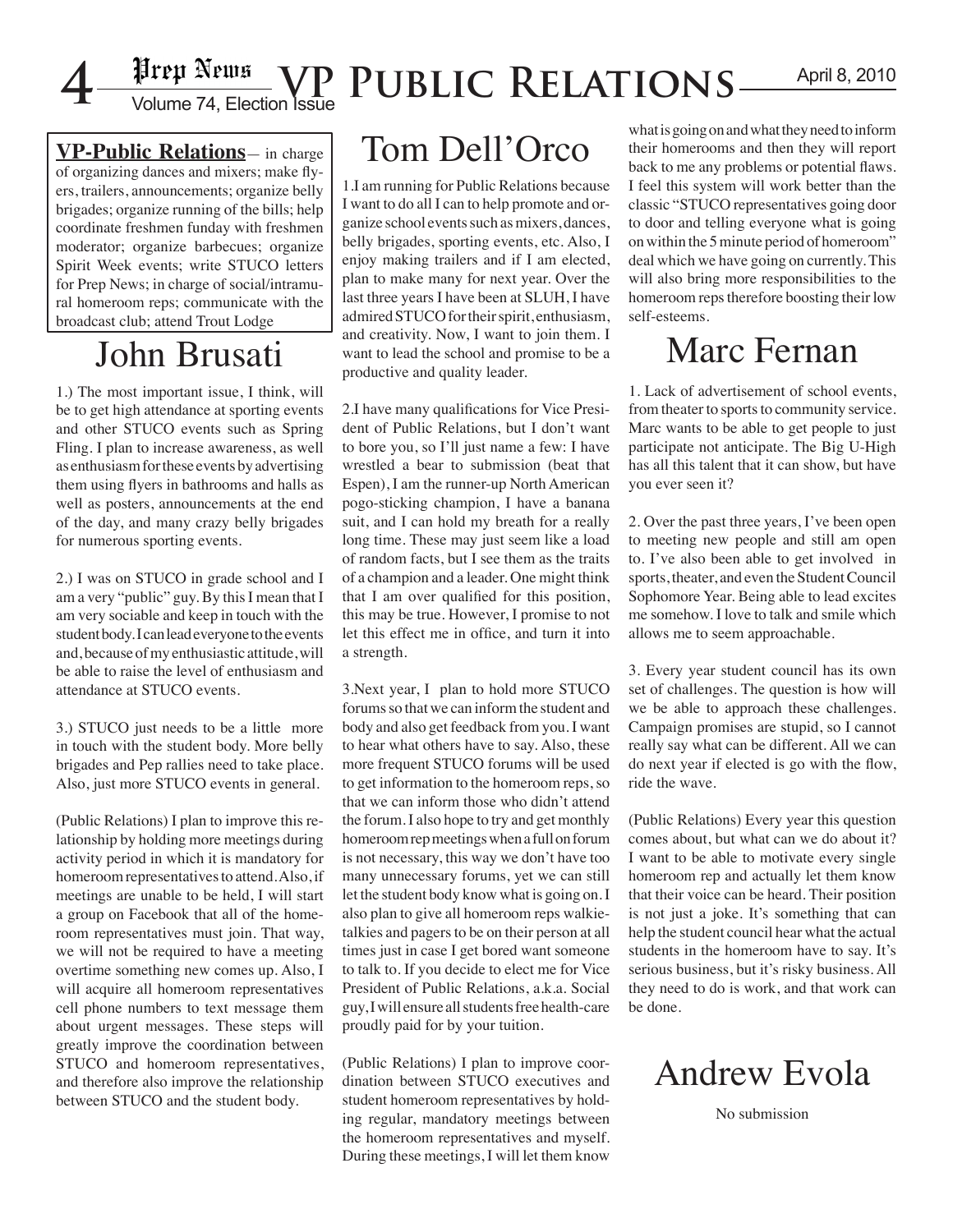#### VP Public Relations

**VP-Public Relations**— in charge of organizing dances and mixers; make flyers, trailers, announcements; organize belly brigades; organize running of the bills; help coordinate freshmen funday with freshmen moderator; organize barbecues; organize Spirit Week events; write STUCO letters for Prep News; in charge of social/intramural homeroom reps; communicate with the broadcast club; attend Trout Lodge

## John Brusati

1.) The most important issue, I think, will be to get high attendance at sporting events and other STUCO events such as Spring Fling. I plan to increase awareness, as well as enthusiasm for these events by advertising them using flyers in bathrooms and halls as well as posters, announcements at the end of the day, and many crazy belly brigades for numerous sporting events.

2.) I was on STUCO in grade school and I am a very "public" guy. By this I mean that I am very sociable and keep in touch with the student body. I can lead everyone to the events and, because of my enthusiastic attitude, will be able to raise the level of enthusiasm and attendance at STUCO events.

3.) STUCO just needs to be a little more in touch with the student body. More belly brigades and Pep rallies need to take place. Also, just more STUCO events in general.

(Public Relations) I plan to improve this relationship by holding more meetings during activity period in which it is mandatory for homeroom representatives to attend. Also, if meetings are unable to be held, I will start a group on Facebook that all of the homeroom representatives must join. That way, we will not be required to have a meeting overtime something new comes up. Also, I will acquire all homeroom representatives cell phone numbers to text message them about urgent messages. These steps will greatly improve the coordination between STUCO and homeroom representatives, and therefore also improve the relationship between STUCO and the student body.

## Tom Dell'Orco

1.I am running for Public Relations because I want to do all I can to help promote and organize school events such as mixers, dances, belly brigades, sporting events, etc. Also, I enjoy making trailers and if I am elected, plan to make many for next year. Over the last three years I have been at SLUH, I have admired STUCO for their spirit, enthusiasm, and creativity. Now, I want to join them. I want to lead the school and promise to be a productive and quality leader.

2.I have many qualifications for Vice President of Public Relations, but I don't want to bore you, so I'll just name a few: I have wrestled a bear to submission (beat that Espen), I am the runner-up North American pogo-sticking champion, I have a banana suit, and I can hold my breath for a really long time. These may just seem like a load of random facts, but I see them as the traits of a champion and a leader. One might think that I am over qualified for this position, this may be true. However, I promise to not let this effect me in office, and turn it into a strength.

3.Next year, I plan to hold more STUCO forums so that we can inform the student and body and also get feedback from you. I want to hear what others have to say. Also, these more frequent STUCO forums will be used to get information to the homeroom reps, so that we can inform those who didn't attend the forum. I also hope to try and get monthly homeroom rep meetings when a full on forum is not necessary, this way we don't have too many unnecessary forums, yet we can still let the student body know what is going on. I also plan to give all homeroom reps walkie-talkies and pagers to be on their person at all times just in case I get bored want someone to talk to. If you decide to elect me for Vice President of Public Relations, a.k.a. Social guy, I will ensure all students free health-care proudly paid for by your tuition.

(Public Relations) I plan to improve coordination between STUCO executives and student homeroom representatives by holding regular, mandatory meetings between the homeroom representatives and myself. During these meetings, I will let them know what is going on and what they need to inform their homerooms and then they will report back to me any problems or potential flaws. I feel this system will work better than the classic "STUCO representatives going door to door and telling everyone what is going on within the 5 minute period of homeroom" deal which we have going on currently. This will also bring more responsibilities to the homeroom reps therefore boosting their low self-esteems.

## Marc Fernan

1. Lack of advertisement of school events, from theater to sports to community service. Marc wants to be able to get people to just participate not anticipate. The Big U-High has all this talent that it can show, but have you ever seen it?

2. Over the past three years, I've been open to meeting new people and still am open to. I've also been able to get involved in sports, theater, and even the Student Council Sophomore Year. Being able to lead excites me somehow. I love to talk and smile which allows me to seem approachable.

3. Every year student council has its own set of challenges. The question is how will we be able to approach these challenges. Campaign promises are stupid, so I cannot really say what can be different. All we can do next year if elected is go with the flow, ride the wave.

(Public Relations) Every year this question comes about, but what can we do about it? I want to be able to motivate every single homeroom rep and actually let them know that their voice can be heard. Their position is not just a joke. It's something that can help the student council hear what the actual students in the homeroom have to say. It's serious business, but it's risky business. All they need to do is work, and that work can be done.

## Andrew Evola

No submission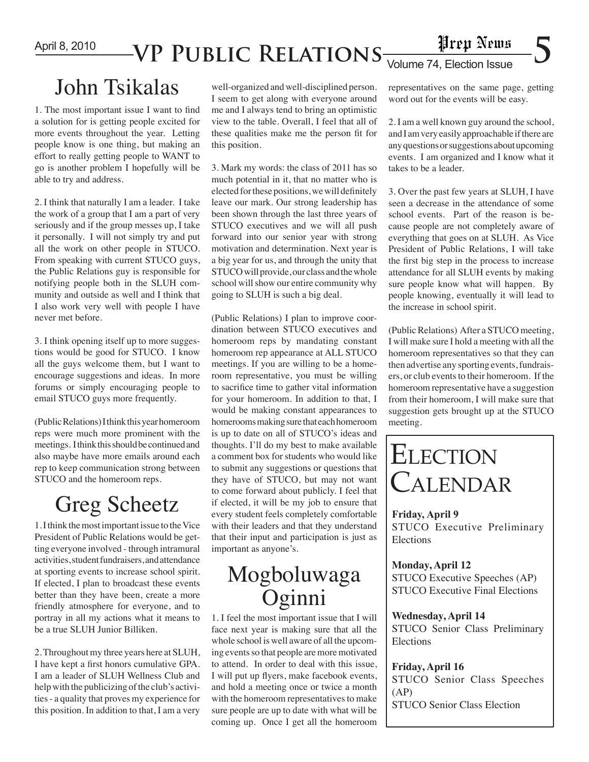# VP Public Relations

## John Tsikalas

1. The most important issue I want to find a solution for is getting people excited for more events throughout the year. Letting people know is one thing, but making an effort to really getting people to WANT to go is another problem I hopefully will be able to try and address.

2. I think that naturally I am a leader. I take the work of a group that I am a part of very seriously and if the group messes up, I take it personally. I will not simply try and put all the work on other people in STUCO. From speaking with current STUCO guys, the Public Relations guy is responsible for notifying people both in the SLUH community and outside as well and I think that I also work very well with people I have never met before.

3. I think opening itself up to more suggestions would be good for STUCO. I know all the guys welcome them, but I want to encourage suggestions and ideas. In more forums or simply encouraging people to email STUCO guys more frequently.

(Public Relations) I think this year homeroom reps were much more prominent with the meetings. I think this should be continued and also maybe have more emails around each rep to keep communication strong between STUCO and the homeroom reps.

## Greg Scheetz

1. I think the most important issue to the Vice President of Public Relations would be getting everyone involved - through intramural activities, student fundraisers, and attendance at sporting events to increase school spirit. If elected, I plan to broadcast these events better than they have been, create a more friendly atmosphere for everyone, and to portray in all my actions what it means to be a true SLUH Junior Billiken.

2. Throughout my three years here at SLUH, I have kept a first honors cumulative GPA. I am a leader of SLUH Wellness Club and help with the publicizing of the club's activities - a quality that proves my experience for this position. In addition to that, I am a very well-organized and well-disciplined person. I seem to get along with everyone around me and I always tend to bring an optimistic view to the table. Overall, I feel that all of these qualities make me the person fit for this position.

3. Mark my words: the class of 2011 has so much potential in it, that no matter who is elected for these positions, we will definitely leave our mark. Our strong leadership has been shown through the last three years of STUCO executives and we will all push forward into our senior year with strong motivation and determination. Next year is a big year for us, and through the unity that STUCO will provide, our class and the whole school will show our entire community why going to SLUH is such a big deal.

(Public Relations) I plan to improve coordination between STUCO executives and homeroom reps by mandating constant homeroom rep appearance at ALL STUCO meetings. If you are willing to be a homeroom representative, you must be willing to sacrifice time to gather vital information for your homeroom. In addition to that, I would be making constant appearances to homerooms making sure that each homeroom is up to date on all of STUCO's ideas and thoughts. I'll do my best to make available a comment box for students who would like to submit any suggestions or questions that they have of STUCO, but may not want to come forward about publicly. I feel that if elected, it will be my job to ensure that every student feels completely comfortable with their leaders and that they understand that their input and participation is just as important as anyone's.

## Mogboluwaga Oginni

1. I feel the most important issue that I will face next year is making sure that all the whole school is well aware of all the upcoming events so that people are more motivated to attend. In order to deal with this issue, I will put up flyers, make facebook events, and hold a meeting once or twice a month with the homeroom representatives to make sure people are up to date with what will be coming up. Once I get all the homeroom representatives on the same page, getting word out for the events will be easy.

2. I am a well known guy around the school, and I am very easily approachable if there are any questions or suggestions about upcoming events. I am organized and I know what it takes to be a leader.

3. Over the past few years at SLUH, I have seen a decrease in the attendance of some school events. Part of the reason is because people are not completely aware of everything that goes on at SLUH. As Vice President of Public Relations, I will take the first big step in the process to increase attendance for all SLUH events by making sure people know what will happen. By people knowing, eventually it will lead to the increase in school spirit.

(Public Relations) After a STUCO meeting, I will make sure I hold a meeting with all the homeroom representatives so that they can then advertise any sporting events, fundraisers, or club events to their homeroom. If the homeroom representative have a suggestion from their homeroom, I will make sure that suggestion gets brought up at the STUCO meeting.

## Election Calendar

**Friday, April 9**
STUCO Executive Preliminary Elections

**Monday, April 12**
STUCO Executive Speeches (AP)
STUCO Executive Final Elections

**Wednesday, April 14**
STUCO Senior Class Preliminary Elections

**Friday, April 16**
STUCO Senior Class Speeches (AP)
STUCO Senior Class Election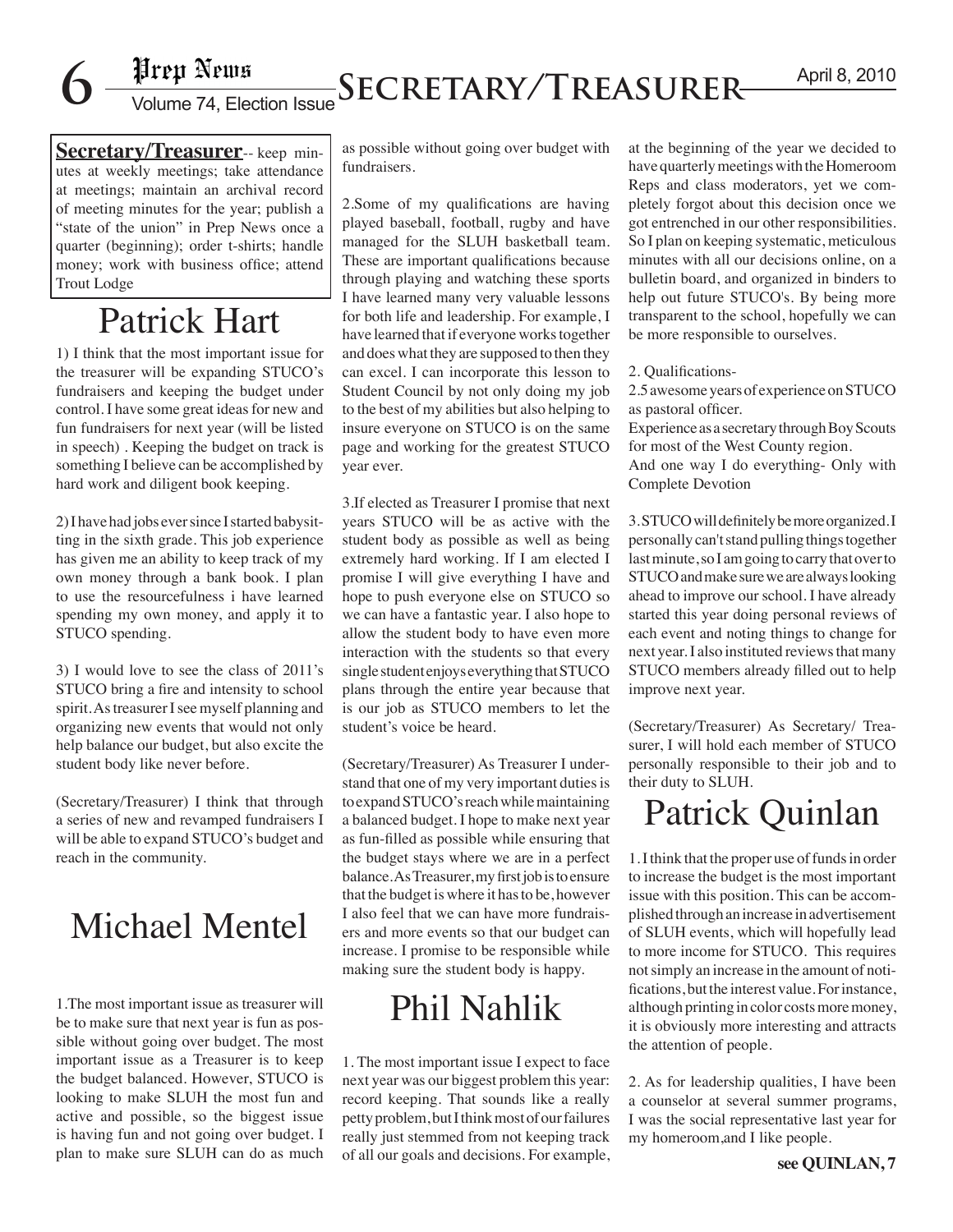# Secretary/Treasurer

**Secretary/Treasurer**-- keep minutes at weekly meetings; take attendance at meetings; maintain an archival record of meeting minutes for the year; publish a "state of the union" in Prep News once a quarter (beginning); order t-shirts; handle money; work with business office; attend Trout Lodge

## Patrick Hart

1) I think that the most important issue for the treasurer will be expanding STUCO's fundraisers and keeping the budget under control. I have some great ideas for new and fun fundraisers for next year (will be listed in speech) . Keeping the budget on track is something I believe can be accomplished by hard work and diligent book keeping.

2) I have had jobs ever since I started babysitting in the sixth grade. This job experience has given me an ability to keep track of my own money through a bank book. I plan to use the resourcefulness i have learned spending my own money, and apply it to STUCO spending.

3) I would love to see the class of 2011's STUCO bring a fire and intensity to school spirit. As treasurer I see myself planning and organizing new events that would not only help balance our budget, but also excite the student body like never before.

(Secretary/Treasurer) I think that through a series of new and revamped fundraisers I will be able to expand STUCO's budget and reach in the community.

## Michael Mentel

1.The most important issue as treasurer will be to make sure that next year is fun as possible without going over budget. The most important issue as a Treasurer is to keep the budget balanced. However, STUCO is looking to make SLUH the most fun and active and possible, so the biggest issue is having fun and not going over budget. I plan to make sure SLUH can do as much as possible without going over budget with fundraisers.

2.Some of my qualifications are having played baseball, football, rugby and have managed for the SLUH basketball team. These are important qualifications because through playing and watching these sports I have learned many very valuable lessons for both life and leadership. For example, I have learned that if everyone works together and does what they are supposed to then they can excel. I can incorporate this lesson to Student Council by not only doing my job to the best of my abilities but also helping to insure everyone on STUCO is on the same page and working for the greatest STUCO year ever.

3.If elected as Treasurer I promise that next years STUCO will be as active with the student body as possible as well as being extremely hard working. If I am elected I promise I will give everything I have and hope to push everyone else on STUCO so we can have a fantastic year. I also hope to allow the student body to have even more interaction with the students so that every single student enjoys everything that STUCO plans through the entire year because that is our job as STUCO members to let the student's voice be heard.

(Secretary/Treasurer) As Treasurer I understand that one of my very important duties is to expand STUCO's reach while maintaining a balanced budget. I hope to make next year as fun-filled as possible while ensuring that the budget stays where we are in a perfect balance. As Treasurer, my first job is to ensure that the budget is where it has to be, however I also feel that we can have more fundraisers and more events so that our budget can increase. I promise to be responsible while making sure the student body is happy.

## Phil Nahlik

1. The most important issue I expect to face next year was our biggest problem this year: record keeping. That sounds like a really petty problem, but I think most of our failures really just stemmed from not keeping track of all our goals and decisions. For example, at the beginning of the year we decided to have quarterly meetings with the Homeroom Reps and class moderators, yet we completely forgot about this decision once we got entrenched in our other responsibilities. So I plan on keeping systematic, meticulous minutes with all our decisions online, on a bulletin board, and organized in binders to help out future STUCO's. By being more transparent to the school, hopefully we can be more responsible to ourselves.

2. Qualifications-
2.5 awesome years of experience on STUCO as pastoral officer.
Experience as a secretary through Boy Scouts for most of the West County region.
And one way I do everything- Only with Complete Devotion

3. STUCO will definitely be more organized. I personally can't stand pulling things together last minute, so I am going to carry that over to STUCO and make sure we are always looking ahead to improve our school. I have already started this year doing personal reviews of each event and noting things to change for next year. I also instituted reviews that many STUCO members already filled out to help improve next year.

(Secretary/Treasurer) As Secretary/ Treasurer, I will hold each member of STUCO personally responsible to their job and to their duty to SLUH.

## Patrick Quinlan

1. I think that the proper use of funds in order to increase the budget is the most important issue with this position. This can be accomplished through an increase in advertisement of SLUH events, which will hopefully lead to more income for STUCO. This requires not simply an increase in the amount of notifications, but the interest value. For instance, although printing in color costs more money, it is obviously more interesting and attracts the attention of people.

2. As for leadership qualities, I have been a counselor at several summer programs, I was the social representative last year for my homeroom,and I like people.

**see QUINLAN, 7**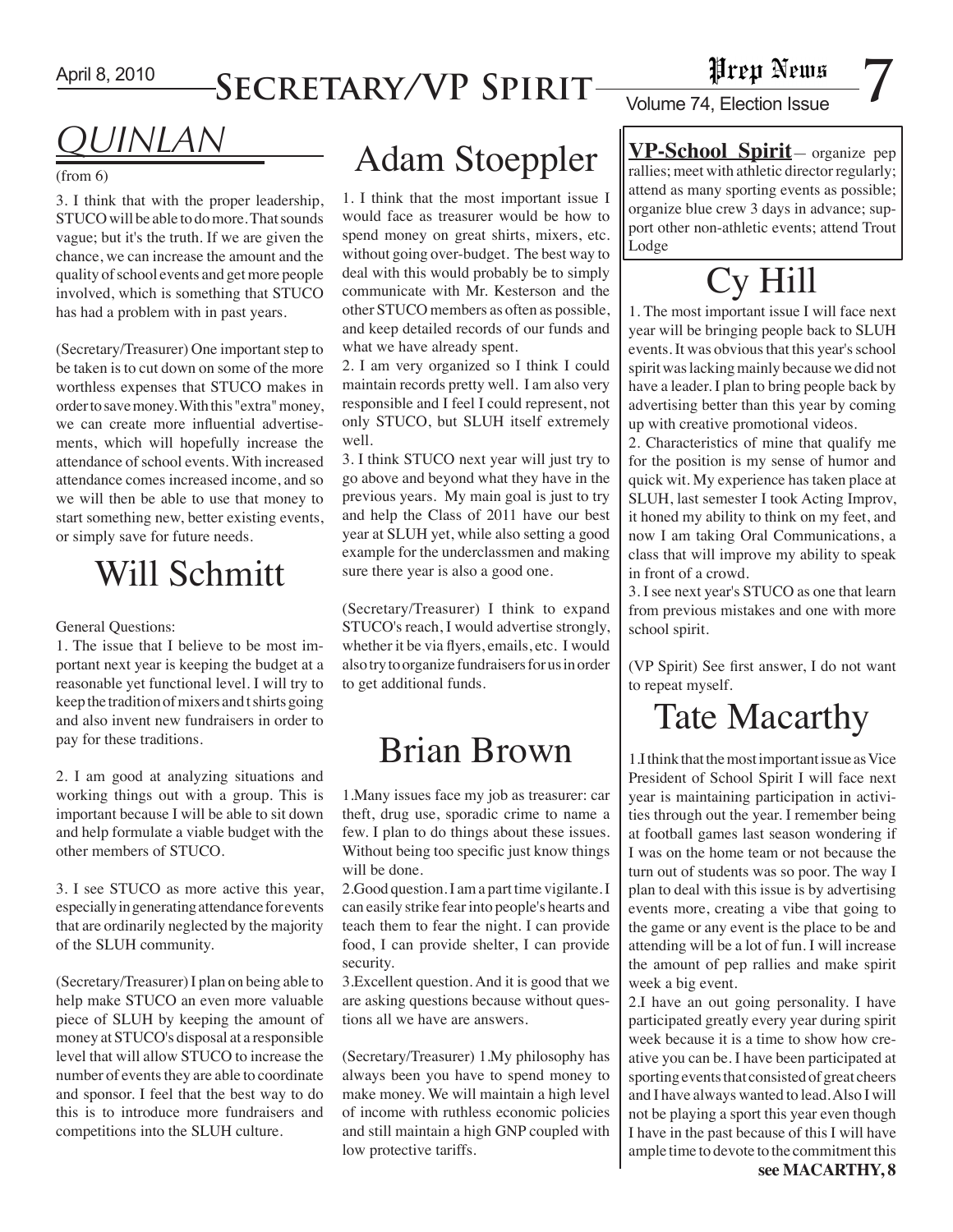# Secretary/VP Spirit

## QUINLAN

(from 6)

3. I think that with the proper leadership, STUCO will be able to do more. That sounds vague; but it's the truth. If we are given the chance, we can increase the amount and the quality of school events and get more people involved, which is something that STUCO has had a problem with in past years.

(Secretary/Treasurer) One important step to be taken is to cut down on some of the more worthless expenses that STUCO makes in order to save money. With this "extra" money, we can create more influential advertisements, which will hopefully increase the attendance of school events. With increased attendance comes increased income, and so we will then be able to use that money to start something new, better existing events, or simply save for future needs.

## Will Schmitt

General Questions:

1. The issue that I believe to be most important next year is keeping the budget at a reasonable yet functional level. I will try to keep the tradition of mixers and t shirts going and also invent new fundraisers in order to pay for these traditions.

2. I am good at analyzing situations and working things out with a group. This is important because I will be able to sit down and help formulate a viable budget with the other members of STUCO.

3. I see STUCO as more active this year, especially in generating attendance for events that are ordinarily neglected by the majority of the SLUH community.

(Secretary/Treasurer) I plan on being able to help make STUCO an even more valuable piece of SLUH by keeping the amount of money at STUCO's disposal at a responsible level that will allow STUCO to increase the number of events they are able to coordinate and sponsor. I feel that the best way to do this is to introduce more fundraisers and competitions into the SLUH culture.

## Adam Stoeppler

1. I think that the most important issue I would face as treasurer would be how to spend money on great shirts, mixers, etc. without going over-budget. The best way to deal with this would probably be to simply communicate with Mr. Kesterson and the other STUCO members as often as possible, and keep detailed records of our funds and what we have already spent.

2. I am very organized so I think I could maintain records pretty well. I am also very responsible and I feel I could represent, not only STUCO, but SLUH itself extremely well.

3. I think STUCO next year will just try to go above and beyond what they have in the previous years. My main goal is just to try and help the Class of 2011 have our best year at SLUH yet, while also setting a good example for the underclassmen and making sure there year is also a good one.

(Secretary/Treasurer) I think to expand STUCO's reach, I would advertise strongly, whether it be via flyers, emails, etc. I would also try to organize fundraisers for us in order to get additional funds.

## Brian Brown

1.Many issues face my job as treasurer: car theft, drug use, sporadic crime to name a few. I plan to do things about these issues. Without being too specific just know things will be done.

2.Good question. I am a part time vigilante. I can easily strike fear into people's hearts and teach them to fear the night. I can provide food, I can provide shelter, I can provide security.

3.Excellent question. And it is good that we are asking questions because without questions all we have are answers.

(Secretary/Treasurer) 1.My philosophy has always been you have to spend money to make money. We will maintain a high level of income with ruthless economic policies and still maintain a high GNP coupled with low protective tariffs.

---

**VP-School Spirit**— organize pep rallies; meet with athletic director regularly; attend as many sporting events as possible; organize blue crew 3 days in advance; support other non-athletic events; attend Trout Lodge

---

## Cy Hill

1. The most important issue I will face next year will be bringing people back to SLUH events. It was obvious that this year's school spirit was lacking mainly because we did not have a leader. I plan to bring people back by advertising better than this year by coming up with creative promotional videos.

2. Characteristics of mine that qualify me for the position is my sense of humor and quick wit. My experience has taken place at SLUH, last semester I took Acting Improv, it honed my ability to think on my feet, and now I am taking Oral Communications, a class that will improve my ability to speak in front of a crowd.

3. I see next year's STUCO as one that learn from previous mistakes and one with more school spirit.

(VP Spirit) See first answer, I do not want to repeat myself.

## Tate Macarthy

1.I think that the most important issue as Vice President of School Spirit I will face next year is maintaining participation in activities through out the year. I remember being at football games last season wondering if I was on the home team or not because the turn out of students was so poor. The way I plan to deal with this issue is by advertising events more, creating a vibe that going to the game or any event is the place to be and attending will be a lot of fun. I will increase the amount of pep rallies and make spirit week a big event.

2.I have an out going personality. I have participated greatly every year during spirit week because it is a time to show how creative you can be. I have been participated at sporting events that consisted of great cheers and I have always wanted to lead. Also I will not be playing a sport this year even though I have in the past because of this I will have ample time to devote to the commitment this

**see MACARTHY, 8**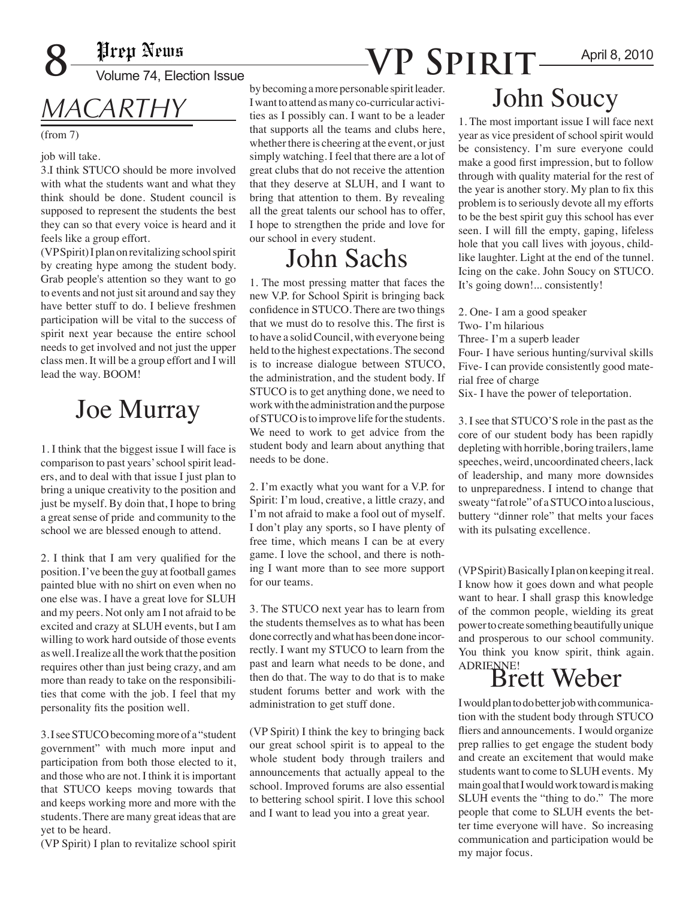# VP Spirit

## MACARTHY

(from 7)

job will take.

3.I think STUCO should be more involved with what the students want and what they think should be done. Student council is supposed to represent the students the best they can so that every voice is heard and it feels like a group effort.

(VP Spirit) I plan on revitalizing school spirit by creating hype among the student body. Grab people's attention so they want to go to events and not just sit around and say they have better stuff to do. I believe freshmen participation will be vital to the success of spirit next year because the entire school needs to get involved and not just the upper class men. It will be a group effort and I will lead the way. BOOM!

## Joe Murray

1. I think that the biggest issue I will face is comparison to past years' school spirit leaders, and to deal with that issue I just plan to bring a unique creativity to the position and just be myself. By doin that, I hope to bring a great sense of pride and community to the school we are blessed enough to attend.

2. I think that I am very qualified for the position. I've been the guy at football games painted blue with no shirt on even when no one else was. I have a great love for SLUH and my peers. Not only am I not afraid to be excited and crazy at SLUH events, but I am willing to work hard outside of those events as well. I realize all the work that the position requires other than just being crazy, and am more than ready to take on the responsibilities that come with the job. I feel that my personality fits the position well.

3. I see STUCO becoming more of a "student government" with much more input and participation from both those elected to it, and those who are not. I think it is important that STUCO keeps moving towards that and keeps working more and more with the students. There are many great ideas that are yet to be heard.

(VP Spirit) I plan to revitalize school spirit by becoming a more personable spirit leader. I want to attend as many co-curricular activities as I possibly can. I want to be a leader that supports all the teams and clubs here, whether there is cheering at the event, or just simply watching. I feel that there are a lot of great clubs that do not receive the attention that they deserve at SLUH, and I want to bring that attention to them. By revealing all the great talents our school has to offer, I hope to strengthen the pride and love for our school in every student.

## John Sachs

1. The most pressing matter that faces the new V.P. for School Spirit is bringing back confidence in STUCO. There are two things that we must do to resolve this. The first is to have a solid Council, with everyone being held to the highest expectations. The second is to increase dialogue between STUCO, the administration, and the student body. If STUCO is to get anything done, we need to work with the administration and the purpose of STUCO is to improve life for the students. We need to work to get advice from the student body and learn about anything that needs to be done.

2. I'm exactly what you want for a V.P. for Spirit: I'm loud, creative, a little crazy, and I'm not afraid to make a fool out of myself. I don't play any sports, so I have plenty of free time, which means I can be at every game. I love the school, and there is nothing I want more than to see more support for our teams.

3. The STUCO next year has to learn from the students themselves as to what has been done correctly and what has been done incorrectly. I want my STUCO to learn from the past and learn what needs to be done, and then do that. The way to do that is to make student forums better and work with the administration to get stuff done.

(VP Spirit) I think the key to bringing back our great school spirit is to appeal to the whole student body through trailers and announcements that actually appeal to the school. Improved forums are also essential to bettering school spirit. I love this school and I want to lead you into a great year.

## John Soucy

1. The most important issue I will face next year as vice president of school spirit would be consistency. I'm sure everyone could make a good first impression, but to follow through with quality material for the rest of the year is another story. My plan to fix this problem is to seriously devote all my efforts to be the best spirit guy this school has ever seen. I will fill the empty, gaping, lifeless hole that you call lives with joyous, child-like laughter. Light at the end of the tunnel. Icing on the cake. John Soucy on STUCO. It's going down!... consistently!

2. One- I am a good speaker
Two- I'm hilarious
Three- I'm a superb leader
Four- I have serious hunting/survival skills
Five- I can provide consistently good material free of charge
Six- I have the power of teleportation.

3. I see that STUCO'S role in the past as the core of our student body has been rapidly depleting with horrible, boring trailers, lame speeches, weird, uncoordinated cheers, lack of leadership, and many more downsides to unpreparedness. I intend to change that sweaty "fat role" of a STUCO into a luscious, buttery "dinner role" that melts your faces with its pulsating excellence.

(VP Spirit) Basically I plan on keeping it real. I know how it goes down and what people want to hear. I shall grasp this knowledge of the common people, wielding its great power to create something beautifully unique and prosperous to our school community. You think you know spirit, think again. ADRIENNE!

## Brett Weber

I would plan to do better job with communication with the student body through STUCO fliers and announcements. I would organize prep rallies to get engage the student body and create an excitement that would make students want to come to SLUH events. My main goal that I would work toward is making SLUH events the "thing to do." The more people that come to SLUH events the better time everyone will have. So increasing communication and participation would be my major focus.